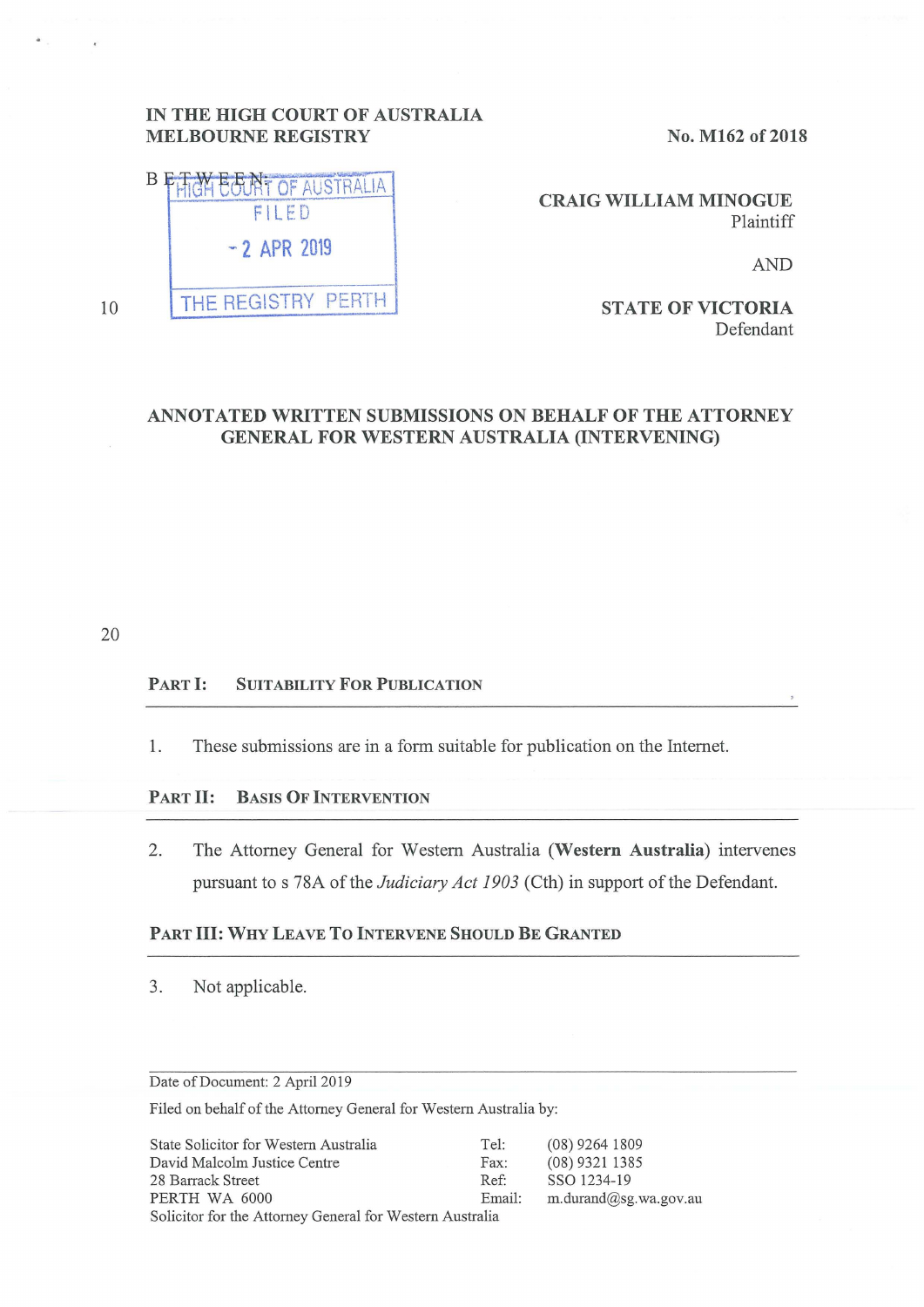IN THE HIGH COURT OF AUSTRALIA
MELBOURNE REGISTRY

No. M162 of 2018

BETWEEN:

HIGH COURT OF AUSTRALIA
FILED
- 2 APR 2019
THE REGISTRY PERTH

**CRAIG WILLIAM MINOGUE**
Plaintiff

AND

**STATE OF VICTORIA**
Defendant

# ANNOTATED WRITTEN SUBMISSIONS ON BEHALF OF THE ATTORNEY GENERAL FOR WESTERN AUSTRALIA (INTERVENING)

## PART I: SUITABILITY FOR PUBLICATION

1. These submissions are in a form suitable for publication on the Internet.

## PART II: BASIS OF INTERVENTION

2. The Attorney General for Western Australia (**Western Australia**) intervenes pursuant to s 78A of the *Judiciary Act 1903* (Cth) in support of the Defendant.

## PART III: WHY LEAVE TO INTERVENE SHOULD BE GRANTED

3. Not applicable.

Date of Document: 2 April 2019

Filed on behalf of the Attorney General for Western Australia by:

State Solicitor for Western Australia
David Malcolm Justice Centre
28 Barrack Street
PERTH WA 6000
Solicitor for the Attorney General for Western Australia

Tel: (08) 9264 1809
Fax: (08) 9321 1385
Ref: SSO 1234-19
Email: m.durand@sg.wa.gov.au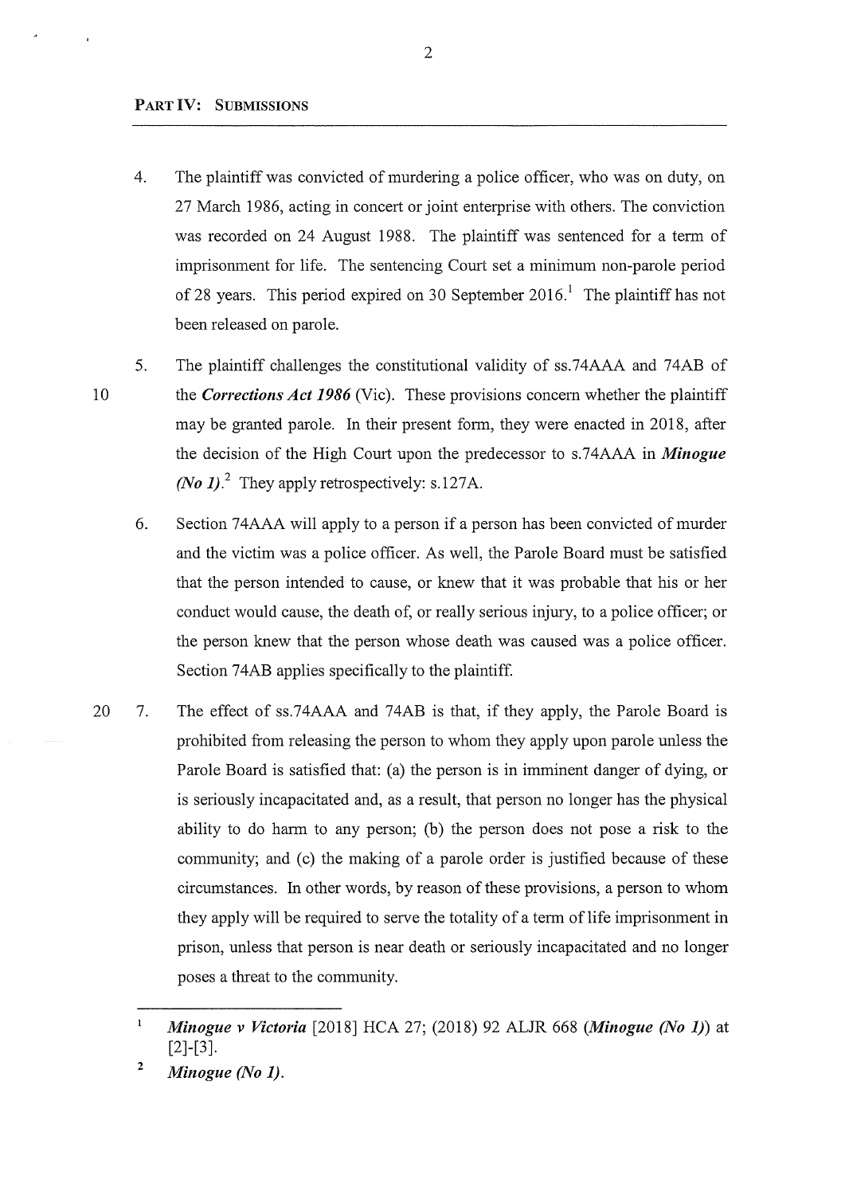## PART IV: SUBMISSIONS

4. The plaintiff was convicted of murdering a police officer, who was on duty, on 27 March 1986, acting in concert or joint enterprise with others. The conviction was recorded on 24 August 1988. The plaintiff was sentenced for a term of imprisonment for life. The sentencing Court set a minimum non-parole period of 28 years. This period expired on 30 September 2016.[1] The plaintiff has not been released on parole.

5. The plaintiff challenges the constitutional validity of ss.74AAA and 74AB of the ***Corrections Act 1986*** (Vic). These provisions concern whether the plaintiff may be granted parole. In their present form, they were enacted in 2018, after the decision of the High Court upon the predecessor to s.74AAA in ***Minogue (No 1)***.[2] They apply retrospectively: s.127A.

6. Section 74AAA will apply to a person if a person has been convicted of murder and the victim was a police officer. As well, the Parole Board must be satisfied that the person intended to cause, or knew that it was probable that his or her conduct would cause, the death of, or really serious injury, to a police officer; or the person knew that the person whose death was caused was a police officer. Section 74AB applies specifically to the plaintiff.

7. The effect of ss.74AAA and 74AB is that, if they apply, the Parole Board is prohibited from releasing the person to whom they apply upon parole unless the Parole Board is satisfied that: (a) the person is in imminent danger of dying, or is seriously incapacitated and, as a result, that person no longer has the physical ability to do harm to any person; (b) the person does not pose a risk to the community; and (c) the making of a parole order is justified because of these circumstances. In other words, by reason of these provisions, a person to whom they apply will be required to serve the totality of a term of life imprisonment in prison, unless that person is near death or seriously incapacitated and no longer poses a threat to the community.

---

[1] ***Minogue v Victoria*** [2018] HCA 27; (2018) 92 ALJR 668 (***Minogue (No 1)***) at [2]-[3].

[2] ***Minogue (No 1)***.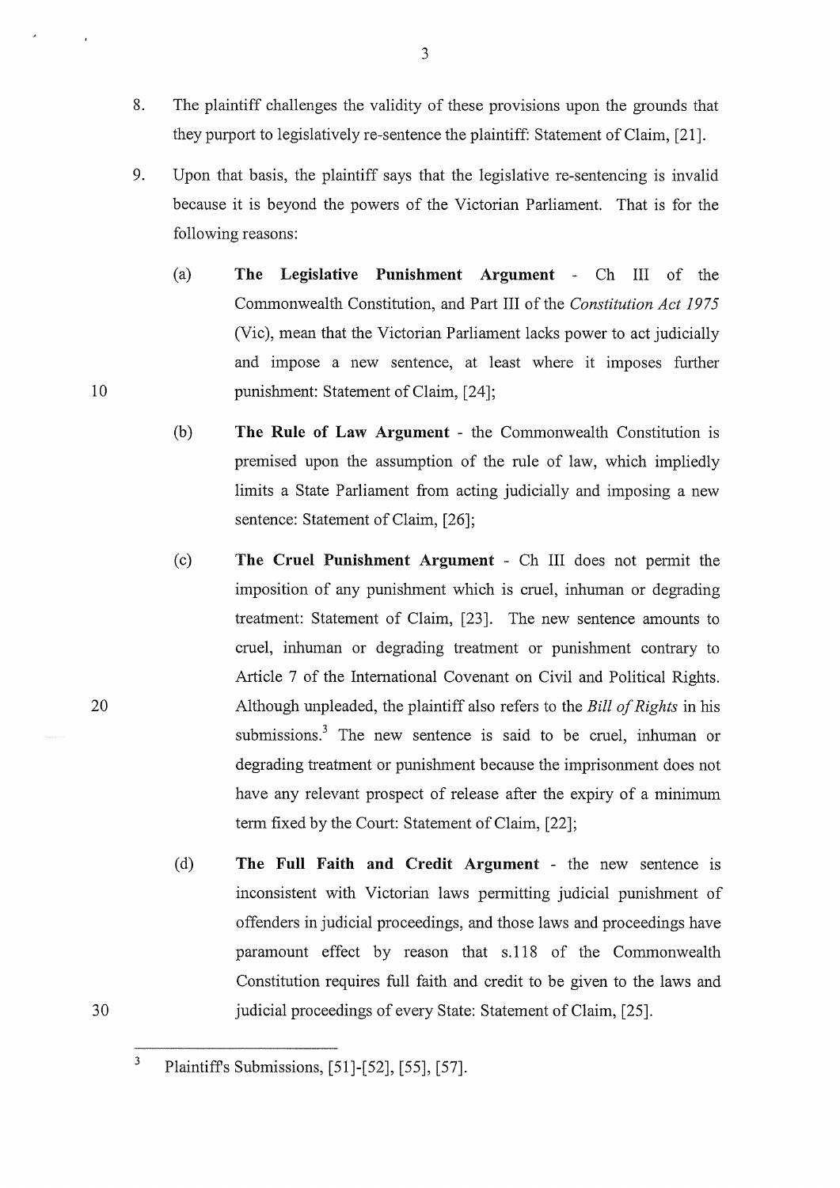8. The plaintiff challenges the validity of these provisions upon the grounds that they purport to legislatively re-sentence the plaintiff: Statement of Claim, [21].

9. Upon that basis, the plaintiff says that the legislative re-sentencing is invalid because it is beyond the powers of the Victorian Parliament. That is for the following reasons:

   (a) **The Legislative Punishment Argument** - Ch III of the Commonwealth Constitution, and Part III of the *Constitution Act 1975* (Vic), mean that the Victorian Parliament lacks power to act judicially and impose a new sentence, at least where it imposes further punishment: Statement of Claim, [24];

   (b) **The Rule of Law Argument** - the Commonwealth Constitution is premised upon the assumption of the rule of law, which impliedly limits a State Parliament from acting judicially and imposing a new sentence: Statement of Claim, [26];

   (c) **The Cruel Punishment Argument** - Ch III does not permit the imposition of any punishment which is cruel, inhuman or degrading treatment: Statement of Claim, [23]. The new sentence amounts to cruel, inhuman or degrading treatment or punishment contrary to Article 7 of the International Covenant on Civil and Political Rights. Although unpleaded, the plaintiff also refers to the *Bill of Rights* in his submissions.[3] The new sentence is said to be cruel, inhuman or degrading treatment or punishment because the imprisonment does not have any relevant prospect of release after the expiry of a minimum term fixed by the Court: Statement of Claim, [22];

   (d) **The Full Faith and Credit Argument** - the new sentence is inconsistent with Victorian laws permitting judicial punishment of offenders in judicial proceedings, and those laws and proceedings have paramount effect by reason that s.118 of the Commonwealth Constitution requires full faith and credit to be given to the laws and judicial proceedings of every State: Statement of Claim, [25].

---

[3] Plaintiff's Submissions, [51]-[52], [55], [57].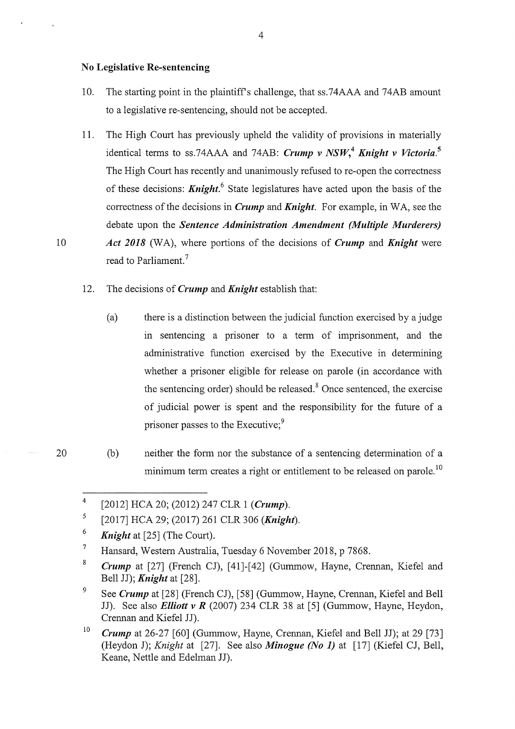## No Legislative Re-sentencing

10. The starting point in the plaintiff's challenge, that ss.74AAA and 74AB amount to a legislative re-sentencing, should not be accepted.

11. The High Court has previously upheld the validity of provisions in materially identical terms to ss.74AAA and 74AB: ***Crump v NSW***,[4] ***Knight v Victoria***.[5] The High Court has recently and unanimously refused to re-open the correctness of these decisions: ***Knight***.[6] State legislatures have acted upon the basis of the correctness of the decisions in ***Crump*** and ***Knight***. For example, in WA, see the debate upon the ***Sentence Administration Amendment (Multiple Murderers) Act 2018*** (WA), where portions of the decisions of ***Crump*** and ***Knight*** were read to Parliament.[7]

12. The decisions of ***Crump*** and ***Knight*** establish that:

    (a) there is a distinction between the judicial function exercised by a judge in sentencing a prisoner to a term of imprisonment, and the administrative function exercised by the Executive in determining whether a prisoner eligible for release on parole (in accordance with the sentencing order) should be released.[8] Once sentenced, the exercise of judicial power is spent and the responsibility for the future of a prisoner passes to the Executive;[9]

    (b) neither the form nor the substance of a sentencing determination of a minimum term creates a right or entitlement to be released on parole.[10]

---

[4] [2012] HCA 20; (2012) 247 CLR 1 (***Crump***).

[5] [2017] HCA 29; (2017) 261 CLR 306 (***Knight***).

[6] ***Knight*** at [25] (The Court).

[7] Hansard, Western Australia, Tuesday 6 November 2018, p 7868.

[8] ***Crump*** at [27] (French CJ), [41]-[42] (Gummow, Hayne, Crennan, Kiefel and Bell JJ); ***Knight*** at [28].

[9] See ***Crump*** at [28] (French CJ), [58] (Gummow, Hayne, Crennan, Kiefel and Bell JJ). See also ***Elliott v R*** (2007) 234 CLR 38 at [5] (Gummow, Hayne, Heydon, Crennan and Kiefel JJ).

[10] ***Crump*** at 26-27 [60] (Gummow, Hayne, Crennan, Kiefel and Bell JJ); at 29 [73] (Heydon J); *Knight* at [27]. See also ***Minogue (No 1)*** at [17] (Kiefel CJ, Bell, Keane, Nettle and Edelman JJ).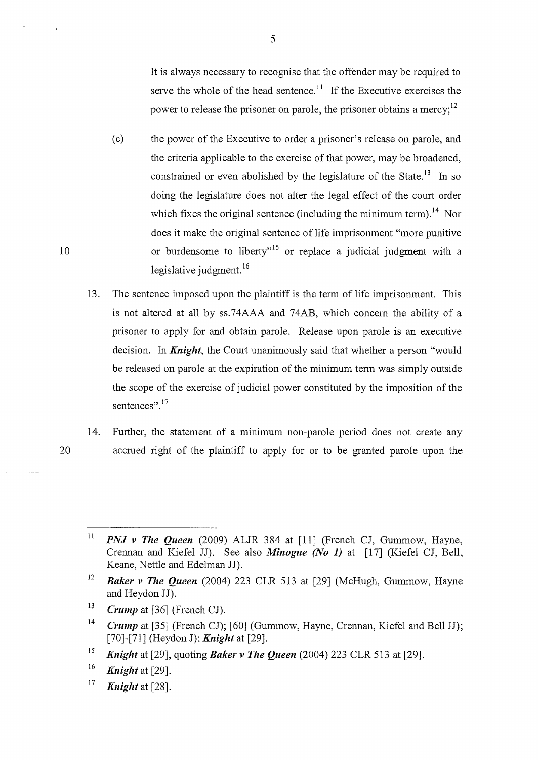It is always necessary to recognise that the offender may be required to serve the whole of the head sentence.[11] If the Executive exercises the power to release the prisoner on parole, the prisoner obtains a mercy;[12]

(c) the power of the Executive to order a prisoner's release on parole, and the criteria applicable to the exercise of that power, may be broadened, constrained or even abolished by the legislature of the State.[13] In so doing the legislature does not alter the legal effect of the court order which fixes the original sentence (including the minimum term).[14] Nor does it make the original sentence of life imprisonment "more punitive or burdensome to liberty"[15] or replace a judicial judgment with a legislative judgment.[16]

13. The sentence imposed upon the plaintiff is the term of life imprisonment. This is not altered at all by ss.74AAA and 74AB, which concern the ability of a prisoner to apply for and obtain parole. Release upon parole is an executive decision. In ***Knight***, the Court unanimously said that whether a person "would be released on parole at the expiration of the minimum term was simply outside the scope of the exercise of judicial power constituted by the imposition of the sentences".[17]

14. Further, the statement of a minimum non-parole period does not create any accrued right of the plaintiff to apply for or to be granted parole upon the

---

[11] ***PNJ v The Queen*** (2009) ALJR 384 at [11] (French CJ, Gummow, Hayne, Crennan and Kiefel JJ). See also ***Minogue (No 1)*** at [17] (Kiefel CJ, Bell, Keane, Nettle and Edelman JJ).

[12] ***Baker v The Queen*** (2004) 223 CLR 513 at [29] (McHugh, Gummow, Hayne and Heydon JJ).

[13] ***Crump*** at [36] (French CJ).

[14] ***Crump*** at [35] (French CJ); [60] (Gummow, Hayne, Crennan, Kiefel and Bell JJ); [70]-[71] (Heydon J); ***Knight*** at [29].

[15] ***Knight*** at [29], quoting ***Baker v The Queen*** (2004) 223 CLR 513 at [29].

[16] ***Knight*** at [29].

[17] ***Knight*** at [28].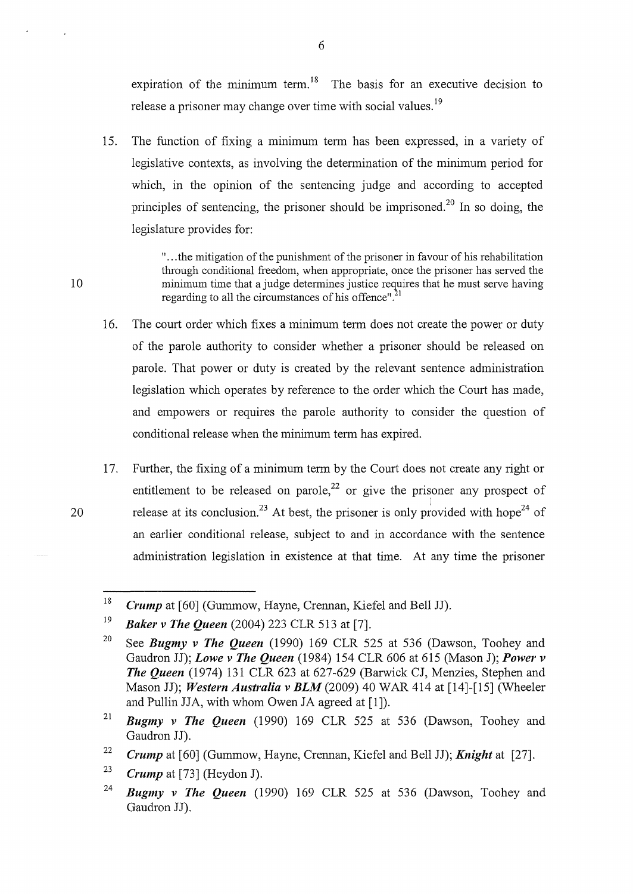expiration of the minimum term.[18] The basis for an executive decision to release a prisoner may change over time with social values.[19]

15. The function of fixing a minimum term has been expressed, in a variety of legislative contexts, as involving the determination of the minimum period for which, in the opinion of the sentencing judge and according to accepted principles of sentencing, the prisoner should be imprisoned.[20] In so doing, the legislature provides for:

> "...the mitigation of the punishment of the prisoner in favour of his rehabilitation through conditional freedom, when appropriate, once the prisoner has served the minimum time that a judge determines justice requires that he must serve having regarding to all the circumstances of his offence".[21]

16. The court order which fixes a minimum term does not create the power or duty of the parole authority to consider whether a prisoner should be released on parole. That power or duty is created by the relevant sentence administration legislation which operates by reference to the order which the Court has made, and empowers or requires the parole authority to consider the question of conditional release when the minimum term has expired.

17. Further, the fixing of a minimum term by the Court does not create any right or entitlement to be released on parole,[22] or give the prisoner any prospect of release at its conclusion.[23] At best, the prisoner is only provided with hope[24] of an earlier conditional release, subject to and in accordance with the sentence administration legislation in existence at that time. At any time the prisoner

---

[18] ***Crump*** at [60] (Gummow, Hayne, Crennan, Kiefel and Bell JJ).

[19] ***Baker v The Queen*** (2004) 223 CLR 513 at [7].

[20] See ***Bugmy v The Queen*** (1990) 169 CLR 525 at 536 (Dawson, Toohey and Gaudron JJ); ***Lowe v The Queen*** (1984) 154 CLR 606 at 615 (Mason J); ***Power v The Queen*** (1974) 131 CLR 623 at 627-629 (Barwick CJ, Menzies, Stephen and Mason JJ); ***Western Australia v BLM*** (2009) 40 WAR 414 at [14]-[15] (Wheeler and Pullin JJA, with whom Owen JA agreed at [1]).

[21] ***Bugmy v The Queen*** (1990) 169 CLR 525 at 536 (Dawson, Toohey and Gaudron JJ).

[22] ***Crump*** at [60] (Gummow, Hayne, Crennan, Kiefel and Bell JJ); ***Knight*** at [27].

[23] ***Crump*** at [73] (Heydon J).

[24] ***Bugmy v The Queen*** (1990) 169 CLR 525 at 536 (Dawson, Toohey and Gaudron JJ).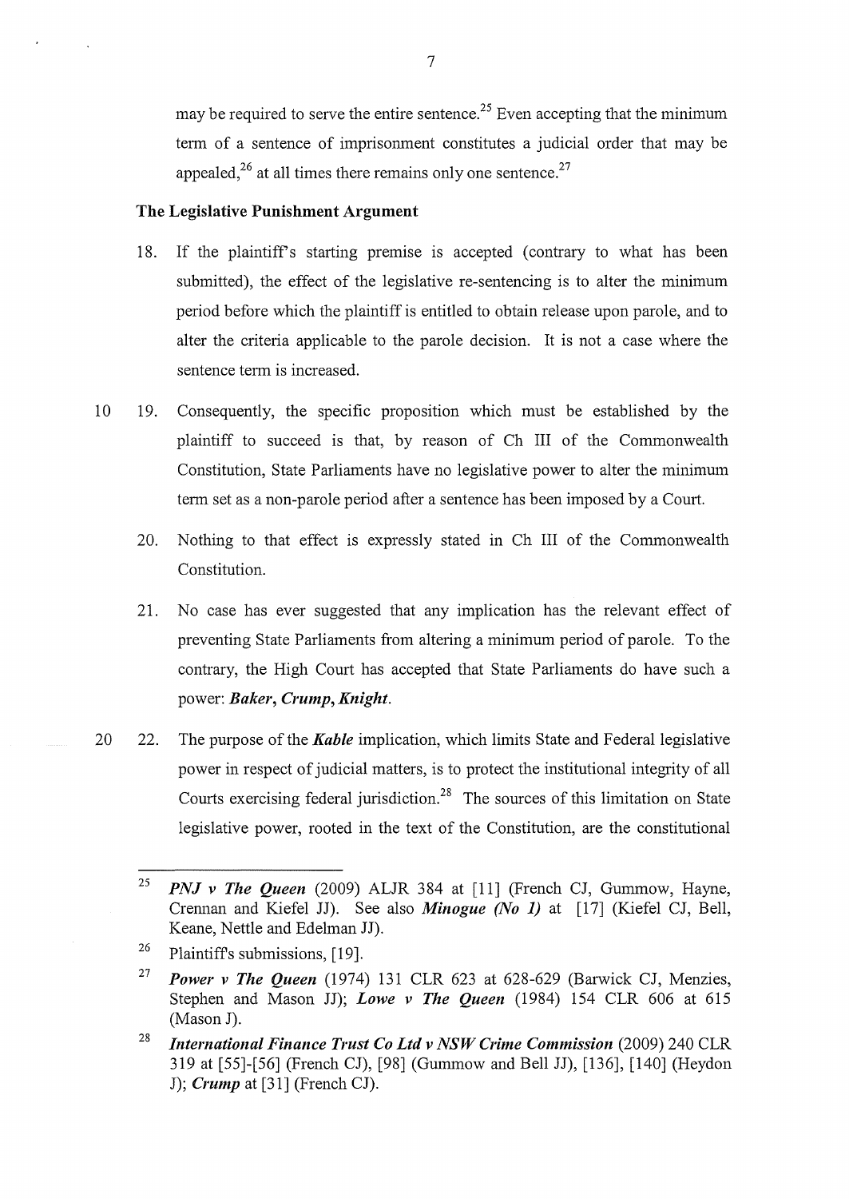may be required to serve the entire sentence.[25] Even accepting that the minimum term of a sentence of imprisonment constitutes a judicial order that may be appealed,[26] at all times there remains only one sentence.[27]

### The Legislative Punishment Argument

18. If the plaintiff's starting premise is accepted (contrary to what has been submitted), the effect of the legislative re-sentencing is to alter the minimum period before which the plaintiff is entitled to obtain release upon parole, and to alter the criteria applicable to the parole decision. It is not a case where the sentence term is increased.

19. Consequently, the specific proposition which must be established by the plaintiff to succeed is that, by reason of Ch III of the Commonwealth Constitution, State Parliaments have no legislative power to alter the minimum term set as a non-parole period after a sentence has been imposed by a Court.

20. Nothing to that effect is expressly stated in Ch III of the Commonwealth Constitution.

21. No case has ever suggested that any implication has the relevant effect of preventing State Parliaments from altering a minimum period of parole. To the contrary, the High Court has accepted that State Parliaments do have such a power: ***Baker***, ***Crump***, ***Knight***.

22. The purpose of the ***Kable*** implication, which limits State and Federal legislative power in respect of judicial matters, is to protect the institutional integrity of all Courts exercising federal jurisdiction.[28] The sources of this limitation on State legislative power, rooted in the text of the Constitution, are the constitutional

---

[25] ***PNJ v The Queen*** (2009) ALJR 384 at [11] (French CJ, Gummow, Hayne, Crennan and Kiefel JJ). See also ***Minogue (No 1)*** at [17] (Kiefel CJ, Bell, Keane, Nettle and Edelman JJ).

[26] Plaintiff's submissions, [19].

[27] ***Power v The Queen*** (1974) 131 CLR 623 at 628-629 (Barwick CJ, Menzies, Stephen and Mason JJ); ***Lowe v The Queen*** (1984) 154 CLR 606 at 615 (Mason J).

[28] ***International Finance Trust Co Ltd v NSW Crime Commission*** (2009) 240 CLR 319 at [55]-[56] (French CJ), [98] (Gummow and Bell JJ), [136], [140] (Heydon J); ***Crump*** at [31] (French CJ).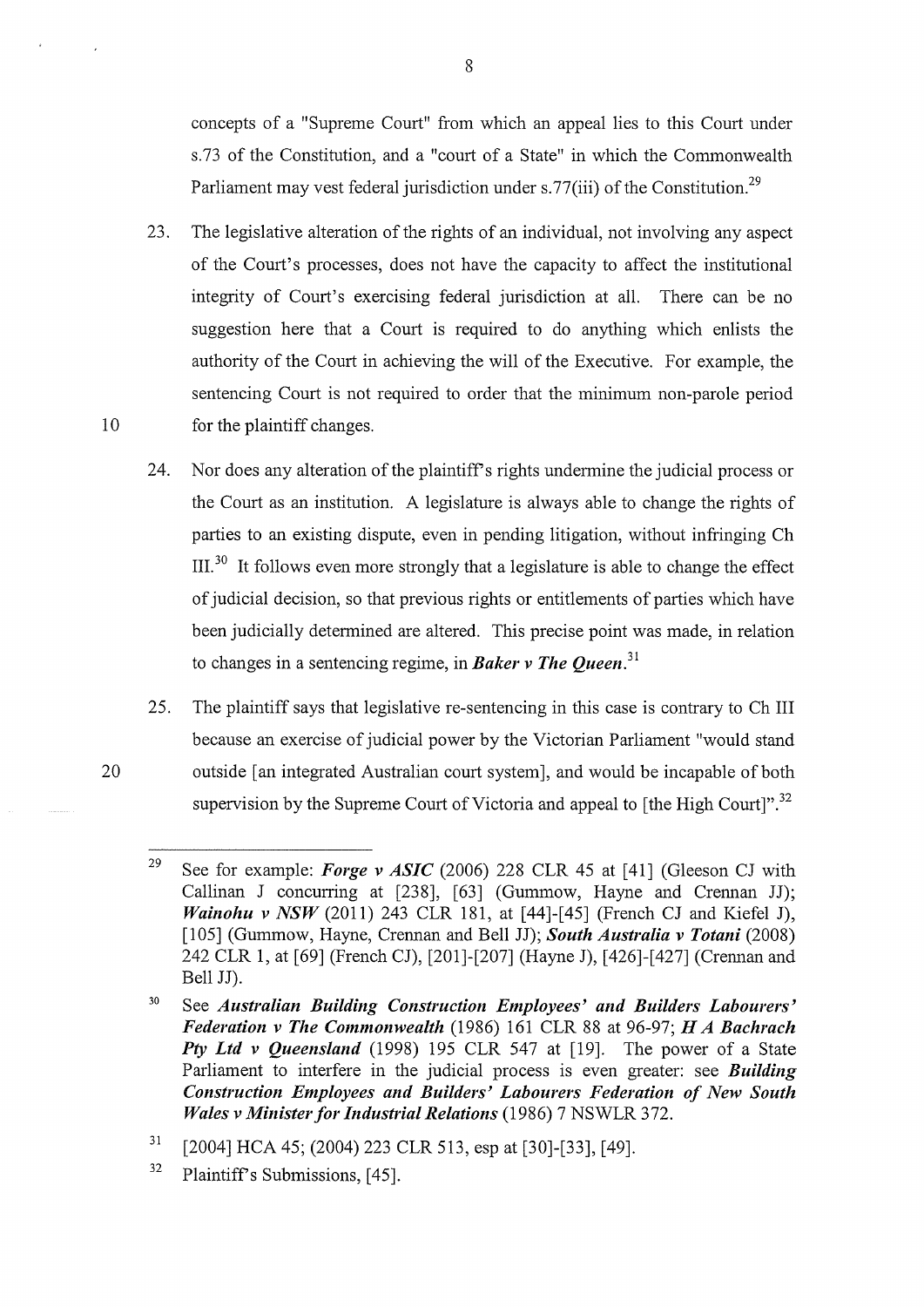concepts of a "Supreme Court" from which an appeal lies to this Court under s.73 of the Constitution, and a "court of a State" in which the Commonwealth Parliament may vest federal jurisdiction under s.77(iii) of the Constitution.[29]

23. The legislative alteration of the rights of an individual, not involving any aspect of the Court's processes, does not have the capacity to affect the institutional integrity of Court's exercising federal jurisdiction at all. There can be no suggestion here that a Court is required to do anything which enlists the authority of the Court in achieving the will of the Executive. For example, the sentencing Court is not required to order that the minimum non-parole period for the plaintiff changes.

24. Nor does any alteration of the plaintiff's rights undermine the judicial process or the Court as an institution. A legislature is always able to change the rights of parties to an existing dispute, even in pending litigation, without infringing Ch III.[30] It follows even more strongly that a legislature is able to change the effect of judicial decision, so that previous rights or entitlements of parties which have been judicially determined are altered. This precise point was made, in relation to changes in a sentencing regime, in ***Baker v The Queen***.[31]

25. The plaintiff says that legislative re-sentencing in this case is contrary to Ch III because an exercise of judicial power by the Victorian Parliament "would stand outside [an integrated Australian court system], and would be incapable of both supervision by the Supreme Court of Victoria and appeal to [the High Court]".[32]

---

[29] See for example: ***Forge v ASIC*** (2006) 228 CLR 45 at [41] (Gleeson CJ with Callinan J concurring at [238], [63] (Gummow, Hayne and Crennan JJ); ***Wainohu v NSW*** (2011) 243 CLR 181, at [44]-[45] (French CJ and Kiefel J), [105] (Gummow, Hayne, Crennan and Bell JJ); ***South Australia v Totani*** (2008) 242 CLR 1, at [69] (French CJ), [201]-[207] (Hayne J), [426]-[427] (Crennan and Bell JJ).

[30] See ***Australian Building Construction Employees' and Builders Labourers' Federation v The Commonwealth*** (1986) 161 CLR 88 at 96-97; ***H A Bachrach Pty Ltd v Queensland*** (1998) 195 CLR 547 at [19]. The power of a State Parliament to interfere in the judicial process is even greater: see ***Building Construction Employees and Builders' Labourers Federation of New South Wales v Minister for Industrial Relations*** (1986) 7 NSWLR 372.

[31] [2004] HCA 45; (2004) 223 CLR 513, esp at [30]-[33], [49].

[32] Plaintiff's Submissions, [45].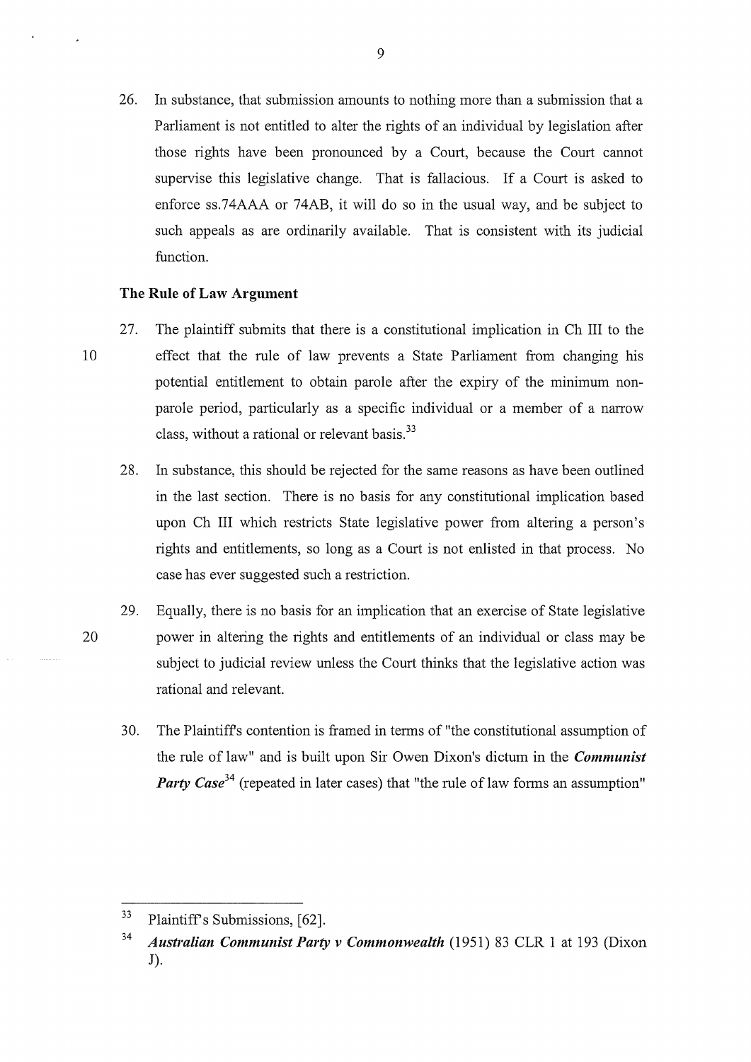26. In substance, that submission amounts to nothing more than a submission that a Parliament is not entitled to alter the rights of an individual by legislation after those rights have been pronounced by a Court, because the Court cannot supervise this legislative change. That is fallacious. If a Court is asked to enforce ss.74AAA or 74AB, it will do so in the usual way, and be subject to such appeals as are ordinarily available. That is consistent with its judicial function.

**The Rule of Law Argument**

27. The plaintiff submits that there is a constitutional implication in Ch III to the effect that the rule of law prevents a State Parliament from changing his potential entitlement to obtain parole after the expiry of the minimum non-parole period, particularly as a specific individual or a member of a narrow class, without a rational or relevant basis.[33]

28. In substance, this should be rejected for the same reasons as have been outlined in the last section. There is no basis for any constitutional implication based upon Ch III which restricts State legislative power from altering a person's rights and entitlements, so long as a Court is not enlisted in that process. No case has ever suggested such a restriction.

29. Equally, there is no basis for an implication that an exercise of State legislative power in altering the rights and entitlements of an individual or class may be subject to judicial review unless the Court thinks that the legislative action was rational and relevant.

30. The Plaintiff's contention is framed in terms of "the constitutional assumption of the rule of law" and is built upon Sir Owen Dixon's dictum in the ***Communist Party Case***[34] (repeated in later cases) that "the rule of law forms an assumption"

---

[33] Plaintiff's Submissions, [62].

[34] ***Australian Communist Party v Commonwealth*** (1951) 83 CLR 1 at 193 (Dixon J).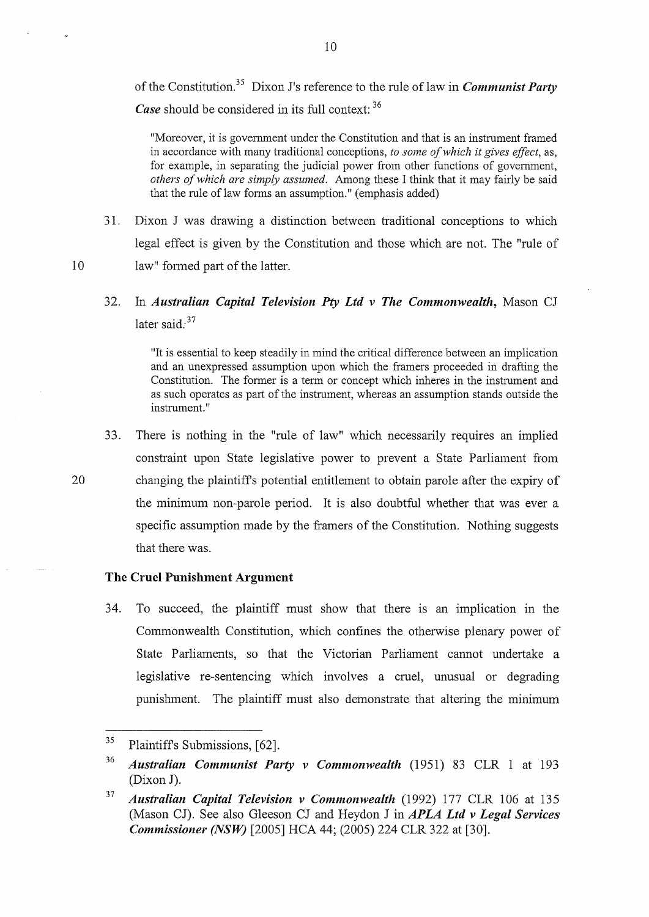of the Constitution.[35] Dixon J's reference to the rule of law in ***Communist Party Case*** should be considered in its full context: [36]

> "Moreover, it is government under the Constitution and that is an instrument framed in accordance with many traditional conceptions, *to some of which it gives effect*, as, for example, in separating the judicial power from other functions of government, *others of which are simply assumed*. Among these I think that it may fairly be said that the rule of law forms an assumption." (emphasis added)

31. Dixon J was drawing a distinction between traditional conceptions to which legal effect is given by the Constitution and those which are not. The "rule of law" formed part of the latter.

32. In ***Australian Capital Television Pty Ltd v The Commonwealth***, Mason CJ later said:[37]

> "It is essential to keep steadily in mind the critical difference between an implication and an unexpressed assumption upon which the framers proceeded in drafting the Constitution. The former is a term or concept which inheres in the instrument and as such operates as part of the instrument, whereas an assumption stands outside the instrument."

33. There is nothing in the "rule of law" which necessarily requires an implied constraint upon State legislative power to prevent a State Parliament from changing the plaintiff's potential entitlement to obtain parole after the expiry of the minimum non-parole period. It is also doubtful whether that was ever a specific assumption made by the framers of the Constitution. Nothing suggests that there was.

### The Cruel Punishment Argument

34. To succeed, the plaintiff must show that there is an implication in the Commonwealth Constitution, which confines the otherwise plenary power of State Parliaments, so that the Victorian Parliament cannot undertake a legislative re-sentencing which involves a cruel, unusual or degrading punishment. The plaintiff must also demonstrate that altering the minimum

---

[35] Plaintiff's Submissions, [62].

[36] ***Australian Communist Party v Commonwealth*** (1951) 83 CLR 1 at 193 (Dixon J).

[37] ***Australian Capital Television v Commonwealth*** (1992) 177 CLR 106 at 135 (Mason CJ). See also Gleeson CJ and Heydon J in ***APLA Ltd v Legal Services Commissioner (NSW)*** [2005] HCA 44; (2005) 224 CLR 322 at [30].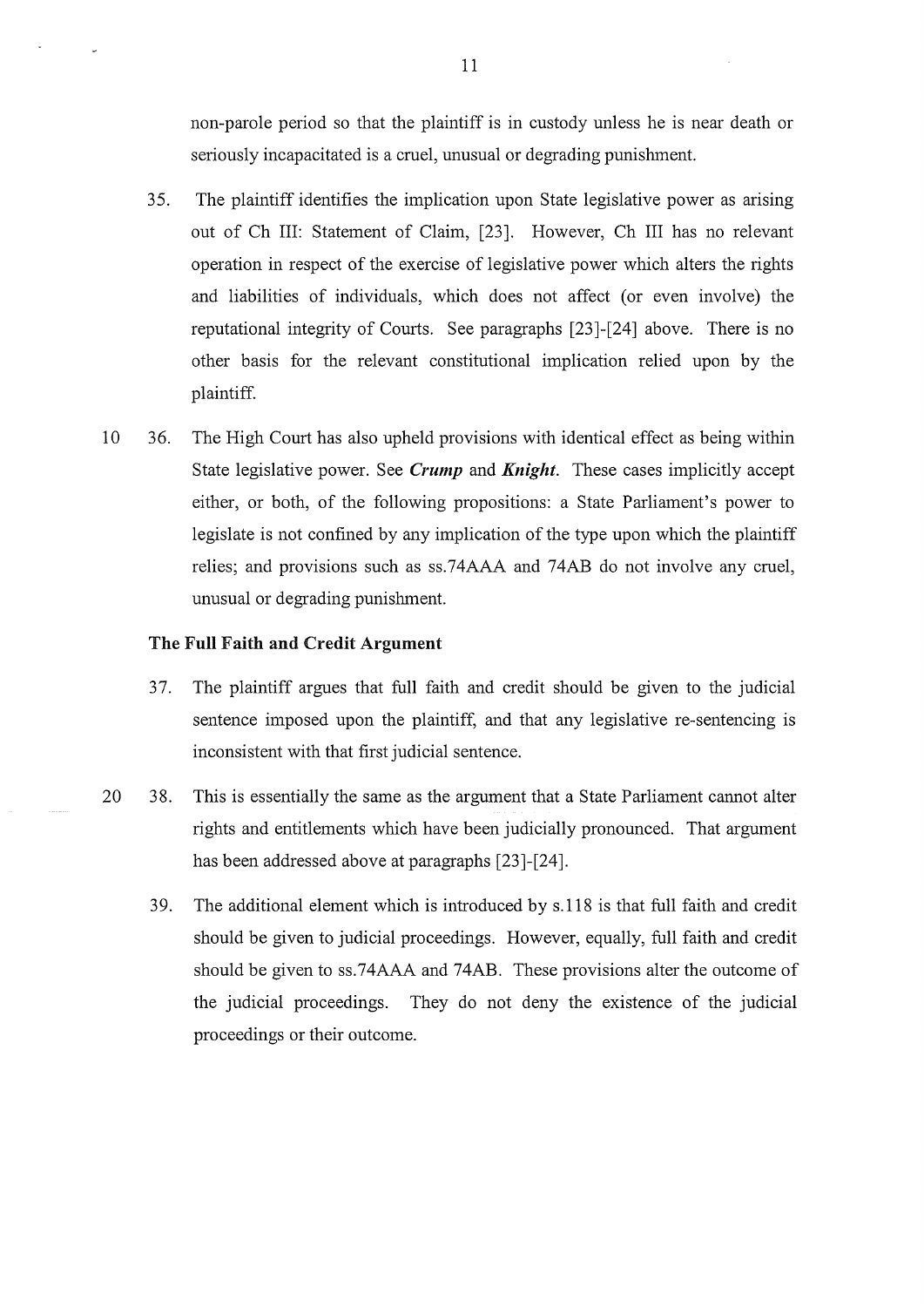non-parole period so that the plaintiff is in custody unless he is near death or seriously incapacitated is a cruel, unusual or degrading punishment.

35. The plaintiff identifies the implication upon State legislative power as arising out of Ch III: Statement of Claim, [23]. However, Ch III has no relevant operation in respect of the exercise of legislative power which alters the rights and liabilities of individuals, which does not affect (or even involve) the reputational integrity of Courts. See paragraphs [23]-[24] above. There is no other basis for the relevant constitutional implication relied upon by the plaintiff.

36. The High Court has also upheld provisions with identical effect as being within State legislative power. See ***Crump*** and ***Knight***. These cases implicitly accept either, or both, of the following propositions: a State Parliament's power to legislate is not confined by any implication of the type upon which the plaintiff relies; and provisions such as ss.74AAA and 74AB do not involve any cruel, unusual or degrading punishment.

### The Full Faith and Credit Argument

37. The plaintiff argues that full faith and credit should be given to the judicial sentence imposed upon the plaintiff, and that any legislative re-sentencing is inconsistent with that first judicial sentence.

38. This is essentially the same as the argument that a State Parliament cannot alter rights and entitlements which have been judicially pronounced. That argument has been addressed above at paragraphs [23]-[24].

39. The additional element which is introduced by s.118 is that full faith and credit should be given to judicial proceedings. However, equally, full faith and credit should be given to ss.74AAA and 74AB. These provisions alter the outcome of the judicial proceedings. They do not deny the existence of the judicial proceedings or their outcome.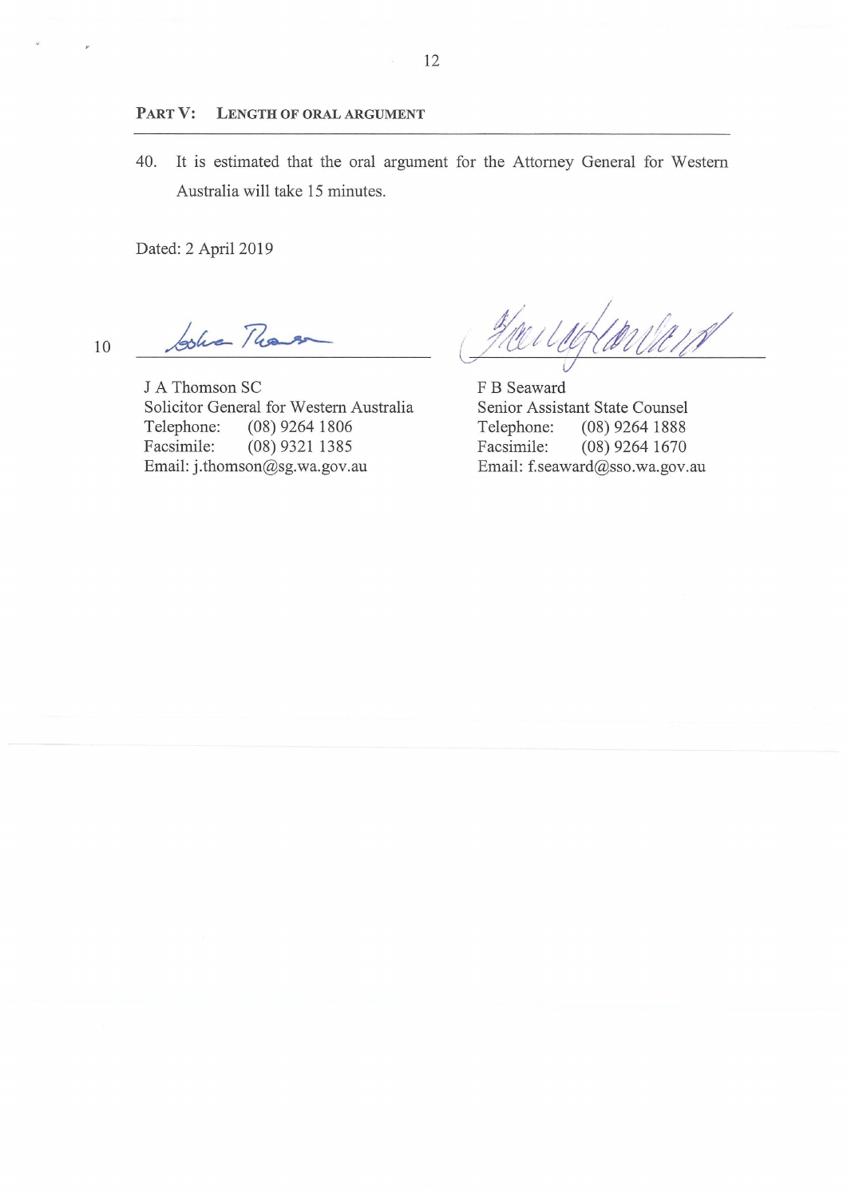## PART V: LENGTH OF ORAL ARGUMENT

40. It is estimated that the oral argument for the Attorney General for Western Australia will take 15 minutes.

Dated: 2 April 2019

J A Thomson SC
Solicitor General for Western Australia
Telephone: (08) 9264 1806
Facsimile: (08) 9321 1385
Email: j.thomson@sg.wa.gov.au

F B Seaward
Senior Assistant State Counsel
Telephone: (08) 9264 1888
Facsimile: (08) 9264 1670
Email: f.seaward@sso.wa.gov.au